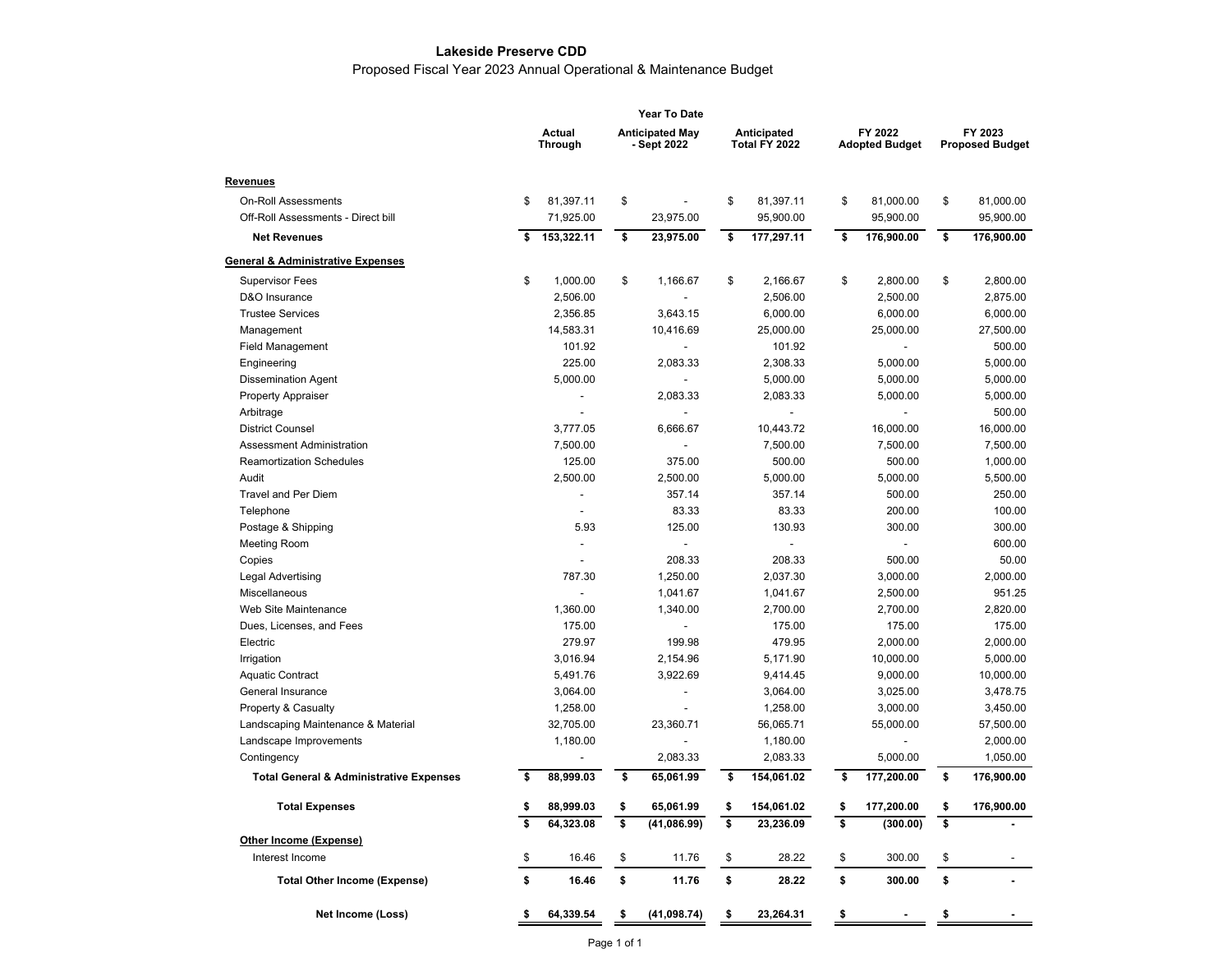**Lakeside Preserve CDD**

Proposed Fiscal Year 2023 Annual Operational & Maintenance Budget

| | Year To Date Actual Through | Anticipated May - Sept 2022 | Anticipated Total FY 2022 | FY 2022 Adopted Budget | FY 2023 Proposed Budget |
|---|---|---|---|---|---|
| **Revenues** | | | | | |
| On-Roll Assessments | $ 81,397.11 | $ - | $ 81,397.11 | $ 81,000.00 | $ 81,000.00 |
| Off-Roll Assessments - Direct bill | 71,925.00 | 23,975.00 | 95,900.00 | 95,900.00 | 95,900.00 |
| **Net Revenues** | **$ 153,322.11** | **$ 23,975.00** | **$ 177,297.11** | **$ 176,900.00** | **$ 176,900.00** |
| **General & Administrative Expenses** | | | | | |
| Supervisor Fees | $ 1,000.00 | $ 1,166.67 | $ 2,166.67 | $ 2,800.00 | $ 2,800.00 |
| D&O Insurance | 2,506.00 | - | 2,506.00 | 2,500.00 | 2,875.00 |
| Trustee Services | 2,356.85 | 3,643.15 | 6,000.00 | 6,000.00 | 6,000.00 |
| Management | 14,583.31 | 10,416.69 | 25,000.00 | 25,000.00 | 27,500.00 |
| Field Management | 101.92 | - | 101.92 | - | 500.00 |
| Engineering | 225.00 | 2,083.33 | 2,308.33 | 5,000.00 | 5,000.00 |
| Dissemination Agent | 5,000.00 | - | 5,000.00 | 5,000.00 | 5,000.00 |
| Property Appraiser | - | 2,083.33 | 2,083.33 | 5,000.00 | 5,000.00 |
| Arbitrage | - | - | - | - | 500.00 |
| District Counsel | 3,777.05 | 6,666.67 | 10,443.72 | 16,000.00 | 16,000.00 |
| Assessment Administration | 7,500.00 | - | 7,500.00 | 7,500.00 | 7,500.00 |
| Reamortization Schedules | 125.00 | 375.00 | 500.00 | 500.00 | 1,000.00 |
| Audit | 2,500.00 | 2,500.00 | 5,000.00 | 5,000.00 | 5,500.00 |
| Travel and Per Diem | - | 357.14 | 357.14 | 500.00 | 250.00 |
| Telephone | - | 83.33 | 83.33 | 200.00 | 100.00 |
| Postage & Shipping | 5.93 | 125.00 | 130.93 | 300.00 | 300.00 |
| Meeting Room | - | - | - | - | 600.00 |
| Copies | - | 208.33 | 208.33 | 500.00 | 50.00 |
| Legal Advertising | 787.30 | 1,250.00 | 2,037.30 | 3,000.00 | 2,000.00 |
| Miscellaneous | - | 1,041.67 | 1,041.67 | 2,500.00 | 951.25 |
| Web Site Maintenance | 1,360.00 | 1,340.00 | 2,700.00 | 2,700.00 | 2,820.00 |
| Dues, Licenses, and Fees | 175.00 | - | 175.00 | 175.00 | 175.00 |
| Electric | 279.97 | 199.98 | 479.95 | 2,000.00 | 2,000.00 |
| Irrigation | 3,016.94 | 2,154.96 | 5,171.90 | 10,000.00 | 5,000.00 |
| Aquatic Contract | 5,491.76 | 3,922.69 | 9,414.45 | 9,000.00 | 10,000.00 |
| General Insurance | 3,064.00 | - | 3,064.00 | 3,025.00 | 3,478.75 |
| Property & Casualty | 1,258.00 | - | 1,258.00 | 3,000.00 | 3,450.00 |
| Landscaping Maintenance & Material | 32,705.00 | 23,360.71 | 56,065.71 | 55,000.00 | 57,500.00 |
| Landscape Improvements | 1,180.00 | - | 1,180.00 | - | 2,000.00 |
| Contingency | - | 2,083.33 | 2,083.33 | 5,000.00 | 1,050.00 |
| **Total General & Administrative Expenses** | **$ 88,999.03** | **$ 65,061.99** | **$ 154,061.02** | **$ 177,200.00** | **$ 176,900.00** |
| **Total Expenses** | **$ 88,999.03** | **$ 65,061.99** | **$ 154,061.02** | **$ 177,200.00** | **$ 176,900.00** |
| | **$ 64,323.08** | **$ (41,086.99)** | **$ 23,236.09** | **$ (300.00)** | **$ -** |
| **Other Income (Expense)** | | | | | |
| Interest Income | $ 16.46 | $ 11.76 | $ 28.22 | $ 300.00 | $ - |
| **Total Other Income (Expense)** | **$ 16.46** | **$ 11.76** | **$ 28.22** | **$ 300.00** | **$ -** |
| **Net Income (Loss)** | **$ 64,339.54** | **$ (41,098.74)** | **$ 23,264.31** | **$ -** | **$ -** |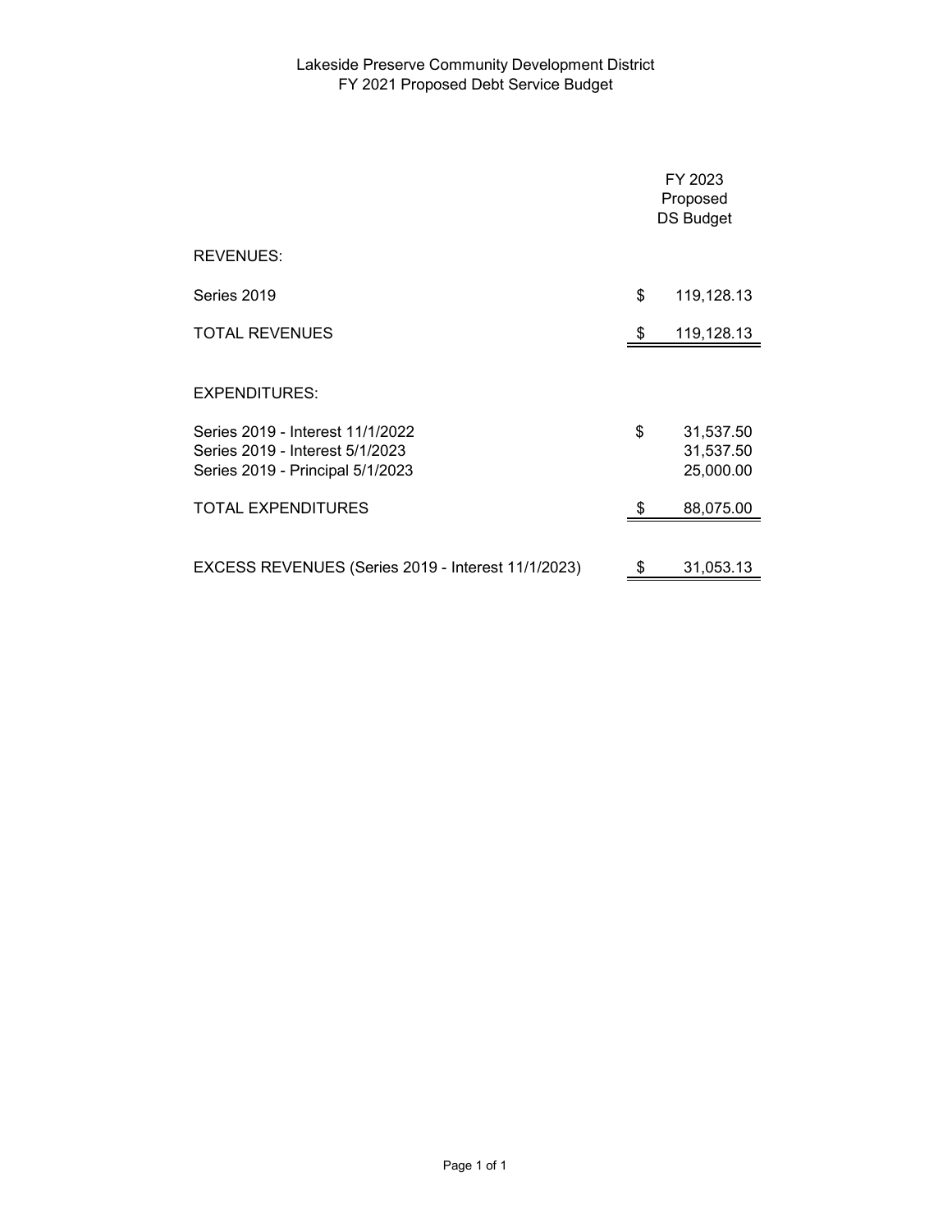Lakeside Preserve Community Development District
FY 2021 Proposed Debt Service Budget

| | FY 2023 Proposed DS Budget |
|---|---|
| REVENUES: | |
| Series 2019 | $ 119,128.13 |
| TOTAL REVENUES | $ 119,128.13 |
| EXPENDITURES: | |
| Series 2019 - Interest 11/1/2022 | $ 31,537.50 |
| Series 2019 - Interest 5/1/2023 | 31,537.50 |
| Series 2019 - Principal 5/1/2023 | 25,000.00 |
| TOTAL EXPENDITURES | $ 88,075.00 |
| EXCESS REVENUES (Series 2019 - Interest 11/1/2023) | $ 31,053.13 |